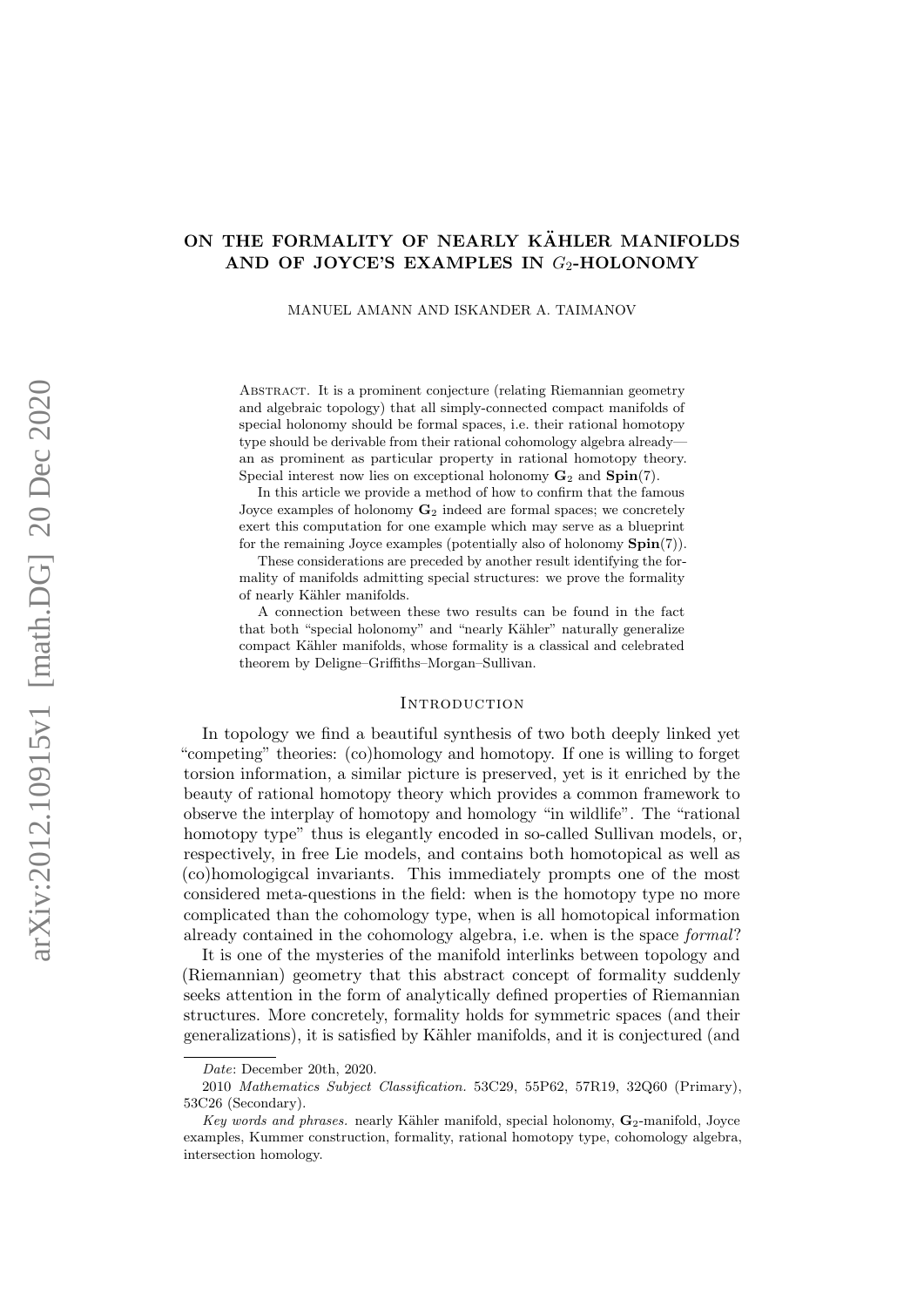# ON THE FORMALITY OF NEARLY KÄHLER MANIFOLDS AND OF JOYCE'S EXAMPLES IN $G_2$-HOLONOMY

MANUEL AMANN AND ISKANDER A. TAIMANOV

Abstract. It is a prominent conjecture (relating Riemannian geometry and algebraic topology) that all simply-connected compact manifolds of special holonomy should be formal spaces, i.e. their rational homotopy type should be derivable from their rational cohomology algebra already—an as prominent as particular property in rational homotopy theory. Special interest now lies on exceptional holonomy $\mathbf{G}_2$ and $\mathbf{Spin}(7)$.

In this article we provide a method of how to confirm that the famous Joyce examples of holonomy $\mathbf{G}_2$ indeed are formal spaces; we concretely exert this computation for one example which may serve as a blueprint for the remaining Joyce examples (potentially also of holonomy $\mathbf{Spin}(7)$).

These considerations are preceded by another result identifying the formality of manifolds admitting special structures: we prove the formality of nearly Kähler manifolds.

A connection between these two results can be found in the fact that both "special holonomy" and "nearly Kähler" naturally generalize compact Kähler manifolds, whose formality is a classical and celebrated theorem by Deligne–Griffiths–Morgan–Sullivan.

## Introduction

In topology we find a beautiful synthesis of two both deeply linked yet "competing" theories: (co)homology and homotopy. If one is willing to forget torsion information, a similar picture is preserved, yet is it enriched by the beauty of rational homotopy theory which provides a common framework to observe the interplay of homotopy and homology "in wildlife". The "rational homotopy type" thus is elegantly encoded in so-called Sullivan models, or, respectively, in free Lie models, and contains both homotopical as well as (co)homologigcal invariants. This immediately prompts one of the most considered meta-questions in the field: when is the homotopy type no more complicated than the cohomology type, when is all homotopical information already contained in the cohomology algebra, i.e. when is the space *formal*?

It is one of the mysteries of the manifold interlinks between topology and (Riemannian) geometry that this abstract concept of formality suddenly seeks attention in the form of analytically defined properties of Riemannian structures. More concretely, formality holds for symmetric spaces (and their generalizations), it is satisfied by Kähler manifolds, and it is conjectured (and

---

*Date*: December 20th, 2020.

2010 *Mathematics Subject Classification.* 53C29, 55P62, 57R19, 32Q60 (Primary), 53C26 (Secondary).

*Key words and phrases.* nearly Kähler manifold, special holonomy, $\mathbf{G}_2$-manifold, Joyce examples, Kummer construction, formality, rational homotopy type, cohomology algebra, intersection homology.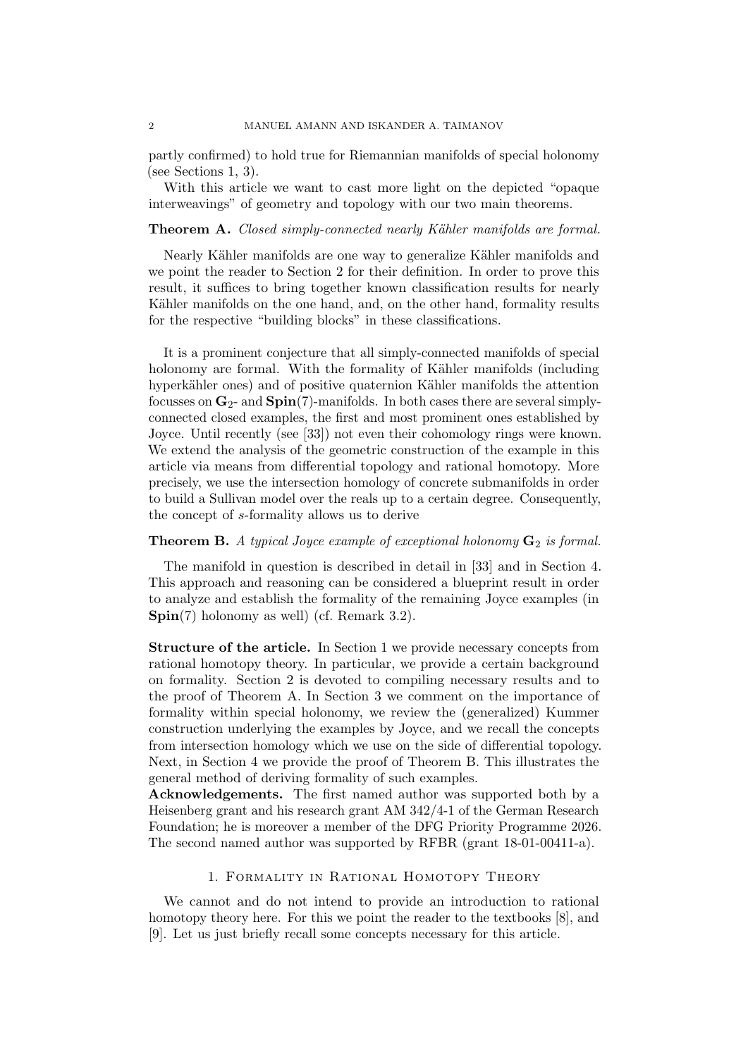partly confirmed) to hold true for Riemannian manifolds of special holonomy (see Sections 1, 3).

With this article we want to cast more light on the depicted "opaque interweavings" of geometry and topology with our two main theorems.

**Theorem A.** *Closed simply-connected nearly Kähler manifolds are formal.*

Nearly Kähler manifolds are one way to generalize Kähler manifolds and we point the reader to Section 2 for their definition. In order to prove this result, it suffices to bring together known classification results for nearly Kähler manifolds on the one hand, and, on the other hand, formality results for the respective "building blocks" in these classifications.

It is a prominent conjecture that all simply-connected manifolds of special holonomy are formal. With the formality of Kähler manifolds (including hyperkähler ones) and of positive quaternion Kähler manifolds the attention focusses on $\mathbf{G}_2$- and $\mathbf{Spin}(7)$-manifolds. In both cases there are several simply-connected closed examples, the first and most prominent ones established by Joyce. Until recently (see [33]) not even their cohomology rings were known. We extend the analysis of the geometric construction of the example in this article via means from differential topology and rational homotopy. More precisely, we use the intersection homology of concrete submanifolds in order to build a Sullivan model over the reals up to a certain degree. Consequently, the concept of $s$-formality allows us to derive

**Theorem B.** *A typical Joyce example of exceptional holonomy $\mathbf{G}_2$ is formal.*

The manifold in question is described in detail in [33] and in Section 4. This approach and reasoning can be considered a blueprint result in order to analyze and establish the formality of the remaining Joyce examples (in $\mathbf{Spin}(7)$ holonomy as well) (cf. Remark 3.2).

**Structure of the article.** In Section 1 we provide necessary concepts from rational homotopy theory. In particular, we provide a certain background on formality. Section 2 is devoted to compiling necessary results and to the proof of Theorem A. In Section 3 we comment on the importance of formality within special holonomy, we review the (generalized) Kummer construction underlying the examples by Joyce, and we recall the concepts from intersection homology which we use on the side of differential topology. Next, in Section 4 we provide the proof of Theorem B. This illustrates the general method of deriving formality of such examples.

**Acknowledgements.** The first named author was supported both by a Heisenberg grant and his research grant AM 342/4-1 of the German Research Foundation; he is moreover a member of the DFG Priority Programme 2026. The second named author was supported by RFBR (grant 18-01-00411-a).

## 1. Formality in Rational Homotopy Theory

We cannot and do not intend to provide an introduction to rational homotopy theory here. For this we point the reader to the textbooks [8], and [9]. Let us just briefly recall some concepts necessary for this article.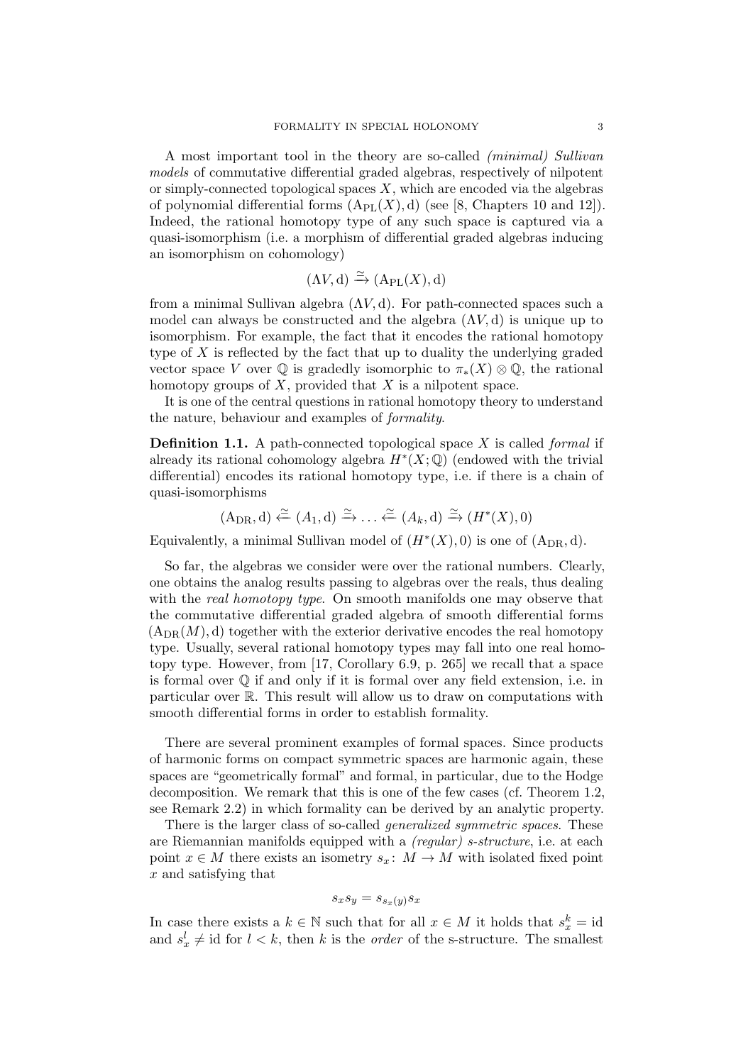A most important tool in the theory are so-called *(minimal) Sullivan models* of commutative differential graded algebras, respectively of nilpotent or simply-connected topological spaces $X$, which are encoded via the algebras of polynomial differential forms $(\mathrm{A}_{\mathrm{PL}}(X), \mathrm{d})$ (see [8, Chapters 10 and 12]). Indeed, the rational homotopy type of any such space is captured via a quasi-isomorphism (i.e. a morphism of differential graded algebras inducing an isomorphism on cohomology)

$$(\Lambda V, \mathrm{d}) \xrightarrow{\simeq} (\mathrm{A}_{\mathrm{PL}}(X), \mathrm{d})$$

from a minimal Sullivan algebra $(\Lambda V, \mathrm{d})$. For path-connected spaces such a model can always be constructed and the algebra $(\Lambda V, \mathrm{d})$ is unique up to isomorphism. For example, the fact that it encodes the rational homotopy type of $X$ is reflected by the fact that up to duality the underlying graded vector space $V$ over $\mathbb{Q}$ is gradedly isomorphic to $\pi_*(X) \otimes \mathbb{Q}$, the rational homotopy groups of $X$, provided that $X$ is a nilpotent space.

It is one of the central questions in rational homotopy theory to understand the nature, behaviour and examples of *formality*.

**Definition 1.1.** A path-connected topological space $X$ is called *formal* if already its rational cohomology algebra $H^*(X; \mathbb{Q})$ (endowed with the trivial differential) encodes its rational homotopy type, i.e. if there is a chain of quasi-isomorphisms

$$(\mathrm{A}_{\mathrm{DR}}, \mathrm{d}) \xleftarrow{\simeq} (A_1, \mathrm{d}) \xrightarrow{\simeq} \ldots \xleftarrow{\simeq} (A_k, \mathrm{d}) \xrightarrow{\simeq} (H^*(X), 0)$$

Equivalently, a minimal Sullivan model of $(H^*(X), 0)$ is one of $(\mathrm{A}_{\mathrm{DR}}, \mathrm{d})$.

So far, the algebras we consider were over the rational numbers. Clearly, one obtains the analog results passing to algebras over the reals, thus dealing with the *real homotopy type*. On smooth manifolds one may observe that the commutative differential graded algebra of smooth differential forms $(\mathrm{A}_{\mathrm{DR}}(M), \mathrm{d})$ together with the exterior derivative encodes the real homotopy type. Usually, several rational homotopy types may fall into one real homotopy type. However, from [17, Corollary 6.9, p. 265] we recall that a space is formal over $\mathbb{Q}$ if and only if it is formal over any field extension, i.e. in particular over $\mathbb{R}$. This result will allow us to draw on computations with smooth differential forms in order to establish formality.

There are several prominent examples of formal spaces. Since products of harmonic forms on compact symmetric spaces are harmonic again, these spaces are "geometrically formal" and formal, in particular, due to the Hodge decomposition. We remark that this is one of the few cases (cf. Theorem 1.2, see Remark 2.2) in which formality can be derived by an analytic property.

There is the larger class of so-called *generalized symmetric spaces*. These are Riemannian manifolds equipped with a *(regular) s-structure*, i.e. at each point $x \in M$ there exists an isometry $s_x \colon M \to M$ with isolated fixed point $x$ and satisfying that

$$s_x s_y = s_{s_x(y)} s_x$$

In case there exists a $k \in \mathbb{N}$ such that for all $x \in M$ it holds that $s_x^k = \mathrm{id}$ and $s_x^l \neq \mathrm{id}$ for $l < k$, then $k$ is the *order* of the s-structure. The smallest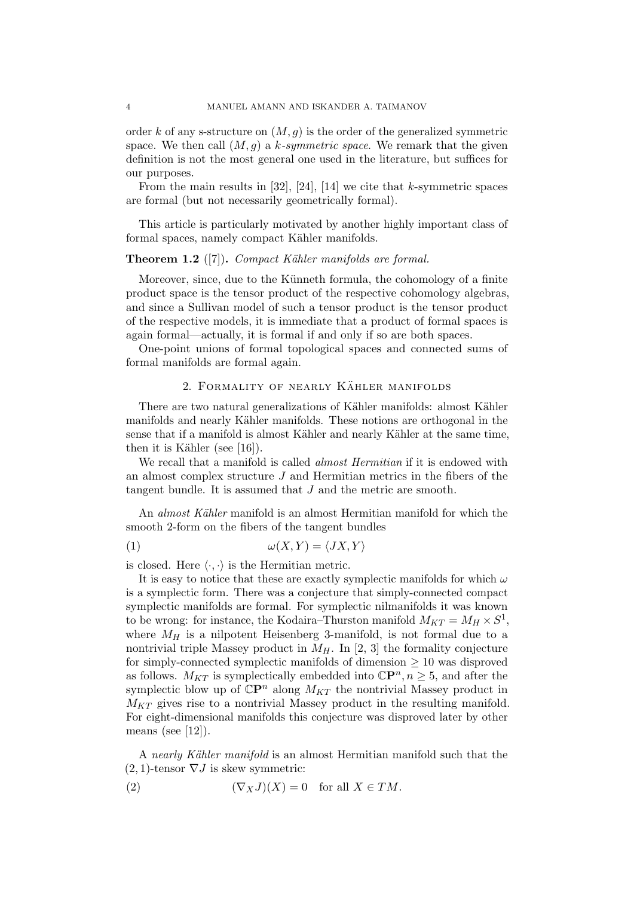order $k$ of any s-structure on $(M, g)$ is the order of the generalized symmetric space. We then call $(M, g)$ a *k-symmetric space*. We remark that the given definition is not the most general one used in the literature, but suffices for our purposes.

From the main results in [32], [24], [14] we cite that $k$-symmetric spaces are formal (but not necessarily geometrically formal).

This article is particularly motivated by another highly important class of formal spaces, namely compact Kähler manifolds.

**Theorem 1.2** ([7])**.** *Compact Kähler manifolds are formal.*

Moreover, since, due to the Künneth formula, the cohomology of a finite product space is the tensor product of the respective cohomology algebras, and since a Sullivan model of such a tensor product is the tensor product of the respective models, it is immediate that a product of formal spaces is again formal—actually, it is formal if and only if so are both spaces.

One-point unions of formal topological spaces and connected sums of formal manifolds are formal again.

## 2. Formality of nearly Kähler manifolds

There are two natural generalizations of Kähler manifolds: almost Kähler manifolds and nearly Kähler manifolds. These notions are orthogonal in the sense that if a manifold is almost Kähler and nearly Kähler at the same time, then it is Kähler (see [16]).

We recall that a manifold is called *almost Hermitian* if it is endowed with an almost complex structure $J$ and Hermitian metrics in the fibers of the tangent bundle. It is assumed that $J$ and the metric are smooth.

An *almost Kähler* manifold is an almost Hermitian manifold for which the smooth 2-form on the fibers of the tangent bundles

$$\omega(X, Y) = \langle JX, Y \rangle \tag{1}$$

is closed. Here $\langle \cdot, \cdot \rangle$ is the Hermitian metric.

It is easy to notice that these are exactly symplectic manifolds for which $\omega$ is a symplectic form. There was a conjecture that simply-connected compact symplectic manifolds are formal. For symplectic nilmanifolds it was known to be wrong: for instance, the Kodaira–Thurston manifold $M_{KT} = M_H \times S^1$, where $M_H$ is a nilpotent Heisenberg 3-manifold, is not formal due to a nontrivial triple Massey product in $M_H$. In [2, 3] the formality conjecture for simply-connected symplectic manifolds of dimension $\geq 10$ was disproved as follows. $M_{KT}$ is symplectically embedded into $\mathbb{C}\mathbf{P}^n, n \geq 5$, and after the symplectic blow up of $\mathbb{C}\mathbf{P}^n$ along $M_{KT}$ the nontrivial Massey product in $M_{KT}$ gives rise to a nontrivial Massey product in the resulting manifold. For eight-dimensional manifolds this conjecture was disproved later by other means (see [12]).

A *nearly Kähler manifold* is an almost Hermitian manifold such that the $(2, 1)$-tensor $\nabla J$ is skew symmetric:

$$(\nabla_X J)(X) = 0 \quad \text{for all } X \in TM. \tag{2}$$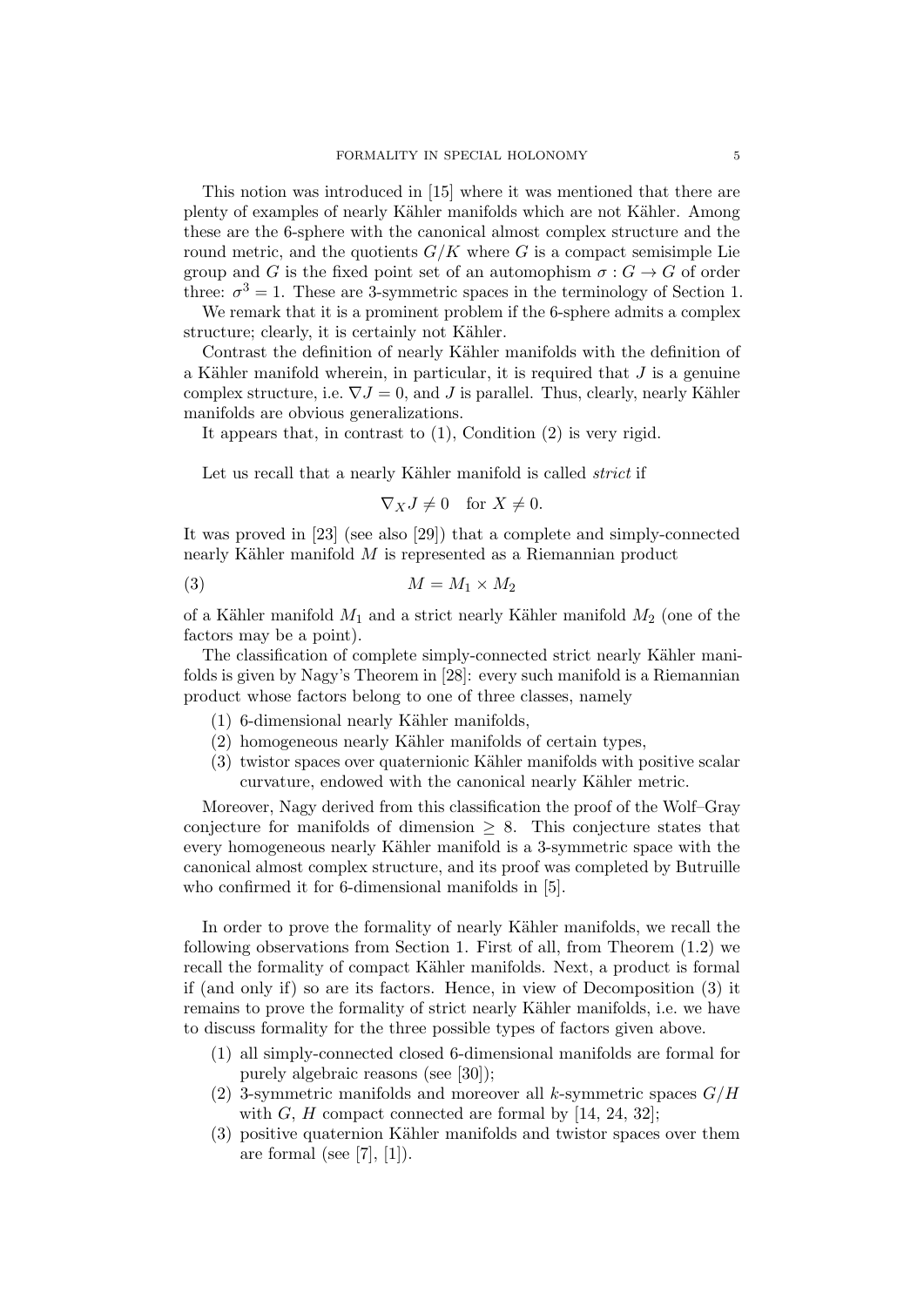This notion was introduced in [15] where it was mentioned that there are plenty of examples of nearly Kähler manifolds which are not Kähler. Among these are the 6-sphere with the canonical almost complex structure and the round metric, and the quotients $G/K$ where $G$ is a compact semisimple Lie group and $G$ is the fixed point set of an automophism $\sigma : G \to G$ of order three: $\sigma^3 = 1$. These are 3-symmetric spaces in the terminology of Section 1.

We remark that it is a prominent problem if the 6-sphere admits a complex structure; clearly, it is certainly not Kähler.

Contrast the definition of nearly Kähler manifolds with the definition of a Kähler manifold wherein, in particular, it is required that $J$ is a genuine complex structure, i.e. $\nabla J = 0$, and $J$ is parallel. Thus, clearly, nearly Kähler manifolds are obvious generalizations.

It appears that, in contrast to (1), Condition (2) is very rigid.

Let us recall that a nearly Kähler manifold is called *strict* if

$$\nabla_X J \neq 0 \quad \text{for } X \neq 0.$$

It was proved in [23] (see also [29]) that a complete and simply-connected nearly Kähler manifold $M$ is represented as a Riemannian product

$$M = M_1 \times M_2 \tag{3}$$

of a Kähler manifold $M_1$ and a strict nearly Kähler manifold $M_2$ (one of the factors may be a point).

The classification of complete simply-connected strict nearly Kähler manifolds is given by Nagy's Theorem in [28]: every such manifold is a Riemannian product whose factors belong to one of three classes, namely

(1) 6-dimensional nearly Kähler manifolds,
(2) homogeneous nearly Kähler manifolds of certain types,
(3) twistor spaces over quaternionic Kähler manifolds with positive scalar curvature, endowed with the canonical nearly Kähler metric.

Moreover, Nagy derived from this classification the proof of the Wolf–Gray conjecture for manifolds of dimension $\geq 8$. This conjecture states that every homogeneous nearly Kähler manifold is a 3-symmetric space with the canonical almost complex structure, and its proof was completed by Butruille who confirmed it for 6-dimensional manifolds in [5].

In order to prove the formality of nearly Kähler manifolds, we recall the following observations from Section 1. First of all, from Theorem (1.2) we recall the formality of compact Kähler manifolds. Next, a product is formal if (and only if) so are its factors. Hence, in view of Decomposition (3) it remains to prove the formality of strict nearly Kähler manifolds, i.e. we have to discuss formality for the three possible types of factors given above.

(1) all simply-connected closed 6-dimensional manifolds are formal for purely algebraic reasons (see [30]);
(2) 3-symmetric manifolds and moreover all $k$-symmetric spaces $G/H$ with $G$, $H$ compact connected are formal by [14, 24, 32];
(3) positive quaternion Kähler manifolds and twistor spaces over them are formal (see [7], [1]).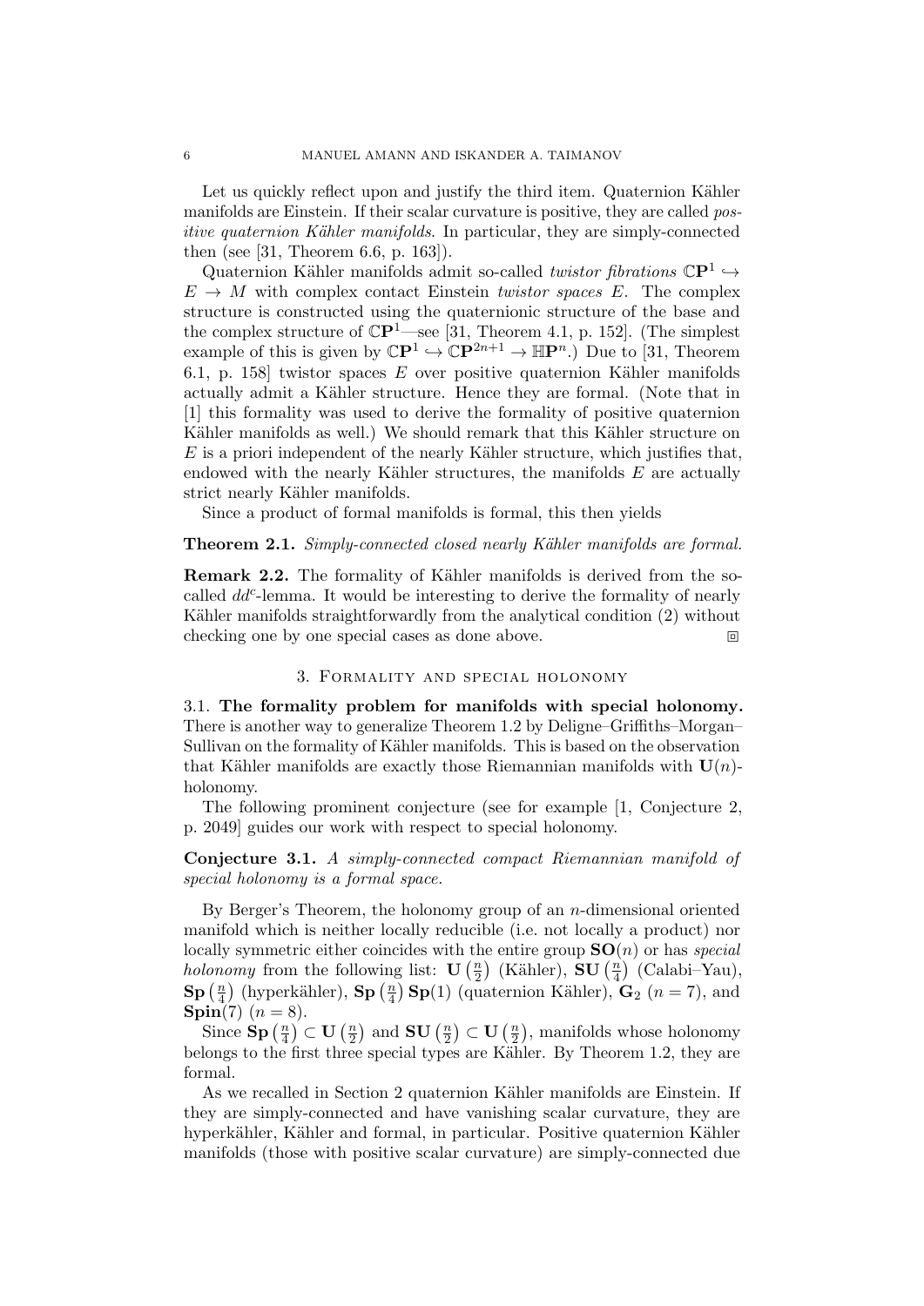Let us quickly reflect upon and justify the third item. Quaternion Kähler manifolds are Einstein. If their scalar curvature is positive, they are called *positive quaternion Kähler manifolds*. In particular, they are simply-connected then (see [31, Theorem 6.6, p. 163]).

Quaternion Kähler manifolds admit so-called *twistor fibrations* $\mathbb{C}\mathbf{P}^1 \hookrightarrow E \to M$ with complex contact Einstein *twistor spaces* $E$. The complex structure is constructed using the quaternionic structure of the base and the complex structure of $\mathbb{C}\mathbf{P}^1$—see [31, Theorem 4.1, p. 152]. (The simplest example of this is given by $\mathbb{C}\mathbf{P}^1 \hookrightarrow \mathbb{C}\mathbf{P}^{2n+1} \to \mathbb{H}\mathbf{P}^n$.) Due to [31, Theorem 6.1, p. 158] twistor spaces $E$ over positive quaternion Kähler manifolds actually admit a Kähler structure. Hence they are formal. (Note that in [1] this formality was used to derive the formality of positive quaternion Kähler manifolds as well.) We should remark that this Kähler structure on $E$ is a priori independent of the nearly Kähler structure, which justifies that, endowed with the nearly Kähler structures, the manifolds $E$ are actually strict nearly Kähler manifolds.

Since a product of formal manifolds is formal, this then yields

**Theorem 2.1.** *Simply-connected closed nearly Kähler manifolds are formal.*

**Remark 2.2.** The formality of Kähler manifolds is derived from the so-called $dd^c$-lemma. It would be interesting to derive the formality of nearly Kähler manifolds straightforwardly from the analytical condition (2) without checking one by one special cases as done above. ⊡

## 3. Formality and special holonomy

**3.1. The formality problem for manifolds with special holonomy.** There is another way to generalize Theorem 1.2 by Deligne–Griffiths–Morgan–Sullivan on the formality of Kähler manifolds. This is based on the observation that Kähler manifolds are exactly those Riemannian manifolds with $\mathbf{U}(n)$-holonomy.

The following prominent conjecture (see for example [1, Conjecture 2, p. 2049] guides our work with respect to special holonomy.

**Conjecture 3.1.** *A simply-connected compact Riemannian manifold of special holonomy is a formal space.*

By Berger's Theorem, the holonomy group of an $n$-dimensional oriented manifold which is neither locally reducible (i.e. not locally a product) nor locally symmetric either coincides with the entire group $\mathbf{SO}(n)$ or has *special holonomy* from the following list: $\mathbf{U}\left(\frac{n}{2}\right)$ (Kähler), $\mathbf{SU}\left(\frac{n}{4}\right)$ (Calabi–Yau), $\mathbf{Sp}\left(\frac{n}{4}\right)$ (hyperkähler), $\mathbf{Sp}\left(\frac{n}{4}\right)\mathbf{Sp}(1)$ (quaternion Kähler), $\mathbf{G}_2$ ($n = 7$), and $\mathbf{Spin}(7)$ ($n = 8$).

Since $\mathbf{Sp}\left(\frac{n}{4}\right) \subset \mathbf{U}\left(\frac{n}{2}\right)$ and $\mathbf{SU}\left(\frac{n}{2}\right) \subset \mathbf{U}\left(\frac{n}{2}\right)$, manifolds whose holonomy belongs to the first three special types are Kähler. By Theorem 1.2, they are formal.

As we recalled in Section 2 quaternion Kähler manifolds are Einstein. If they are simply-connected and have vanishing scalar curvature, they are hyperkähler, Kähler and formal, in particular. Positive quaternion Kähler manifolds (those with positive scalar curvature) are simply-connected due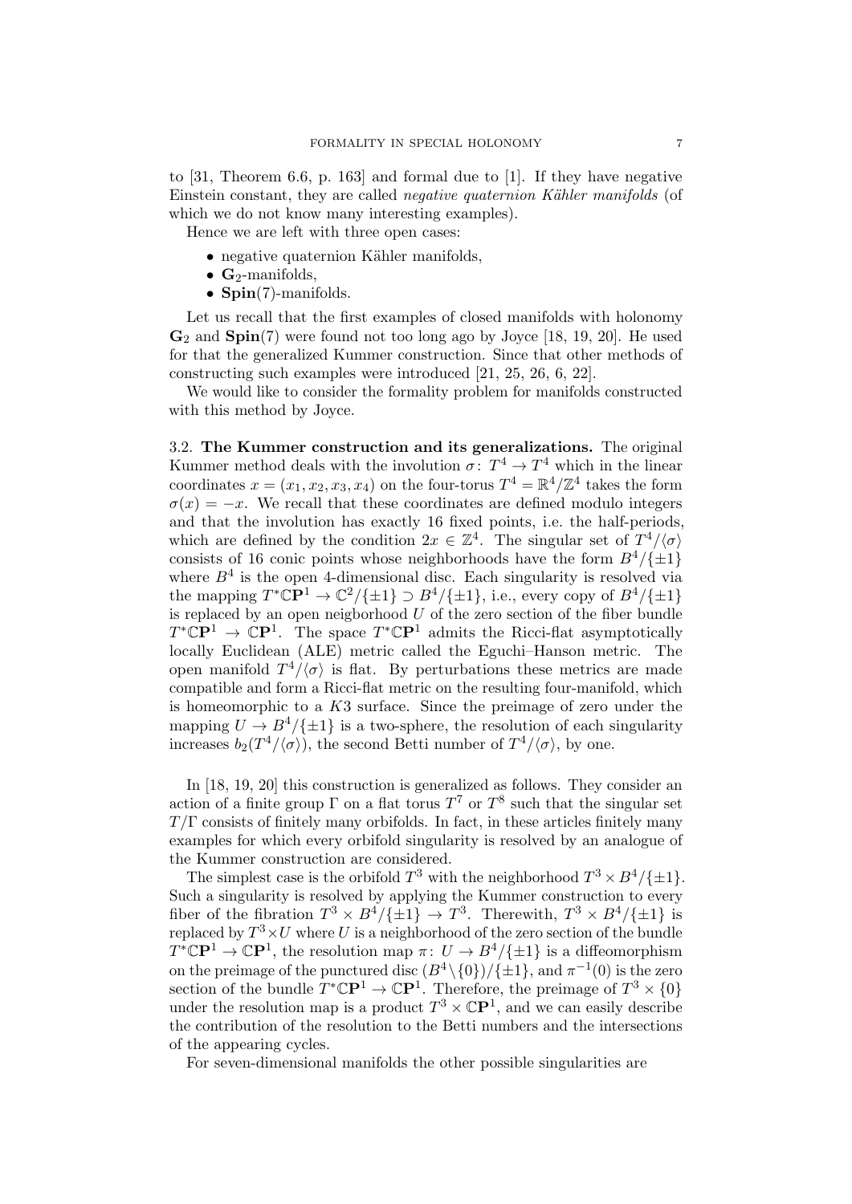to [31, Theorem 6.6, p. 163] and formal due to [1]. If they have negative Einstein constant, they are called *negative quaternion Kähler manifolds* (of which we do not know many interesting examples).

Hence we are left with three open cases:

- negative quaternion Kähler manifolds,
- $\mathbf{G}_2$-manifolds,
- $\mathbf{Spin}(7)$-manifolds.

Let us recall that the first examples of closed manifolds with holonomy $\mathbf{G}_2$ and $\mathbf{Spin}(7)$ were found not too long ago by Joyce [18, 19, 20]. He used for that the generalized Kummer construction. Since that other methods of constructing such examples were introduced [21, 25, 26, 6, 22].

We would like to consider the formality problem for manifolds constructed with this method by Joyce.

**3.2. The Kummer construction and its generalizations.** The original Kummer method deals with the involution $\sigma\colon T^4 \to T^4$ which in the linear coordinates $x = (x_1, x_2, x_3, x_4)$ on the four-torus $T^4 = \mathbb{R}^4/\mathbb{Z}^4$ takes the form $\sigma(x) = -x$. We recall that these coordinates are defined modulo integers and that the involution has exactly 16 fixed points, i.e. the half-periods, which are defined by the condition $2x \in \mathbb{Z}^4$. The singular set of $T^4/\langle\sigma\rangle$ consists of 16 conic points whose neighborhoods have the form $B^4/\{\pm 1\}$ where $B^4$ is the open 4-dimensional disc. Each singularity is resolved via the mapping $T^*\mathbb{C}\mathbf{P}^1 \to \mathbb{C}^2/\{\pm 1\} \supset B^4/\{\pm 1\}$, i.e., every copy of $B^4/\{\pm 1\}$ is replaced by an open neigborhood $U$ of the zero section of the fiber bundle $T^*\mathbb{C}\mathbf{P}^1 \to \mathbb{C}\mathbf{P}^1$. The space $T^*\mathbb{C}\mathbf{P}^1$ admits the Ricci-flat asymptotically locally Euclidean (ALE) metric called the Eguchi–Hanson metric. The open manifold $T^4/\langle\sigma\rangle$ is flat. By perturbations these metrics are made compatible and form a Ricci-flat metric on the resulting four-manifold, which is homeomorphic to a $K3$ surface. Since the preimage of zero under the mapping $U \to B^4/\{\pm 1\}$ is a two-sphere, the resolution of each singularity increases $b_2(T^4/\langle\sigma\rangle)$, the second Betti number of $T^4/\langle\sigma\rangle$, by one.

In [18, 19, 20] this construction is generalized as follows. They consider an action of a finite group $\Gamma$ on a flat torus $T^7$ or $T^8$ such that the singular set $T/\Gamma$ consists of finitely many orbifolds. In fact, in these articles finitely many examples for which every orbifold singularity is resolved by an analogue of the Kummer construction are considered.

The simplest case is the orbifold $T^3$ with the neighborhood $T^3 \times B^4/\{\pm 1\}$. Such a singularity is resolved by applying the Kummer construction to every fiber of the fibration $T^3 \times B^4/\{\pm 1\} \to T^3$. Therewith, $T^3 \times B^4/\{\pm 1\}$ is replaced by $T^3 \times U$ where $U$ is a neighborhood of the zero section of the bundle $T^*\mathbb{C}\mathbf{P}^1 \to \mathbb{C}\mathbf{P}^1$, the resolution map $\pi\colon U \to B^4/\{\pm 1\}$ is a diffeomorphism on the preimage of the punctured disc $(B^4 \setminus \{0\})/\{\pm 1\}$, and $\pi^{-1}(0)$ is the zero section of the bundle $T^*\mathbb{C}\mathbf{P}^1 \to \mathbb{C}\mathbf{P}^1$. Therefore, the preimage of $T^3 \times \{0\}$ under the resolution map is a product $T^3 \times \mathbb{C}\mathbf{P}^1$, and we can easily describe the contribution of the resolution to the Betti numbers and the intersections of the appearing cycles.

For seven-dimensional manifolds the other possible singularities are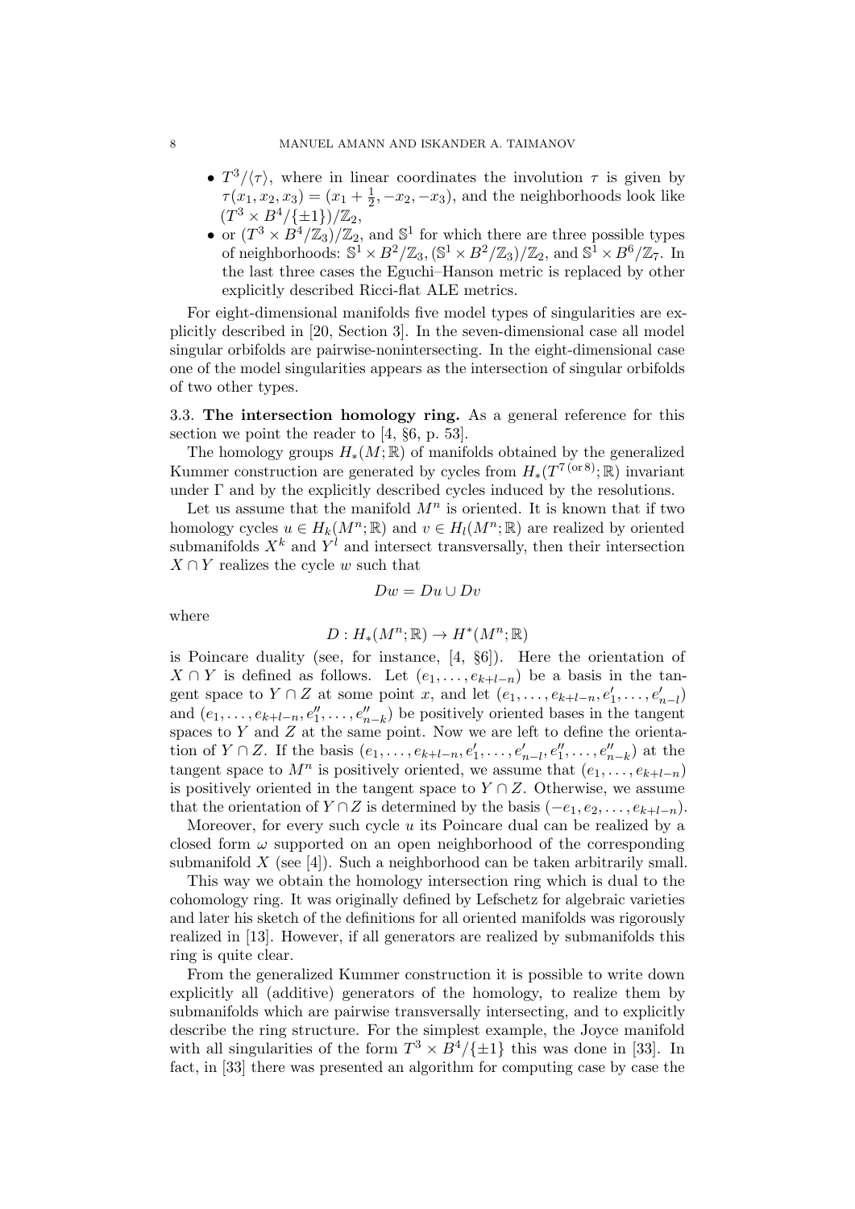- $T^3/\langle\tau\rangle$, where in linear coordinates the involution $\tau$ is given by $\tau(x_1, x_2, x_3) = (x_1 + \frac{1}{2}, -x_2, -x_3)$, and the neighborhoods look like $(T^3 \times B^4/\{\pm 1\})/\mathbb{Z}_2$,
- or $(T^3 \times B^4/\mathbb{Z}_3)/\mathbb{Z}_2$, and $\mathbb{S}^1$ for which there are three possible types of neighborhoods: $\mathbb{S}^1 \times B^2/\mathbb{Z}_3$, $(\mathbb{S}^1 \times B^2/\mathbb{Z}_3)/\mathbb{Z}_2$, and $\mathbb{S}^1 \times B^6/\mathbb{Z}_7$. In the last three cases the Eguchi–Hanson metric is replaced by other explicitly described Ricci-flat ALE metrics.

For eight-dimensional manifolds five model types of singularities are explicitly described in [20, Section 3]. In the seven-dimensional case all model singular orbifolds are pairwise-nonintersecting. In the eight-dimensional case one of the model singularities appears as the intersection of singular orbifolds of two other types.

**3.3. The intersection homology ring.** As a general reference for this section we point the reader to [4, §6, p. 53].

The homology groups $H_*(M;\mathbb{R})$ of manifolds obtained by the generalized Kummer construction are generated by cycles from $H_*(T^{7\,(\text{or}\,8)};\mathbb{R})$ invariant under $\Gamma$ and by the explicitly described cycles induced by the resolutions.

Let us assume that the manifold $M^n$ is oriented. It is known that if two homology cycles $u \in H_k(M^n;\mathbb{R})$ and $v \in H_l(M^n;\mathbb{R})$ are realized by oriented submanifolds $X^k$ and $Y^l$ and intersect transversally, then their intersection $X \cap Y$ realizes the cycle $w$ such that

$$Dw = Du \cup Dv$$

where

$$D : H_*(M^n;\mathbb{R}) \to H^*(M^n;\mathbb{R})$$

is Poincare duality (see, for instance, [4, §6]). Here the orientation of $X \cap Y$ is defined as follows. Let $(e_1, \dots, e_{k+l-n})$ be a basis in the tangent space to $Y \cap Z$ at some point $x$, and let $(e_1, \dots, e_{k+l-n}, e'_1, \dots, e'_{n-l})$ and $(e_1, \dots, e_{k+l-n}, e''_1, \dots, e''_{n-k})$ be positively oriented bases in the tangent spaces to $Y$ and $Z$ at the same point. Now we are left to define the orientation of $Y \cap Z$. If the basis $(e_1, \dots, e_{k+l-n}, e'_1, \dots, e'_{n-l}, e''_1, \dots, e''_{n-k})$ at the tangent space to $M^n$ is positively oriented, we assume that $(e_1, \dots, e_{k+l-n})$ is positively oriented in the tangent space to $Y \cap Z$. Otherwise, we assume that the orientation of $Y \cap Z$ is determined by the basis $(-e_1, e_2, \dots, e_{k+l-n})$.

Moreover, for every such cycle $u$ its Poincare dual can be realized by a closed form $\omega$ supported on an open neighborhood of the corresponding submanifold $X$ (see [4]). Such a neighborhood can be taken arbitrarily small.

This way we obtain the homology intersection ring which is dual to the cohomology ring. It was originally defined by Lefschetz for algebraic varieties and later his sketch of the definitions for all oriented manifolds was rigorously realized in [13]. However, if all generators are realized by submanifolds this ring is quite clear.

From the generalized Kummer construction it is possible to write down explicitly all (additive) generators of the homology, to realize them by submanifolds which are pairwise transversally intersecting, and to explicitly describe the ring structure. For the simplest example, the Joyce manifold with all singularities of the form $T^3 \times B^4/\{\pm 1\}$ this was done in [33]. In fact, in [33] there was presented an algorithm for computing case by case the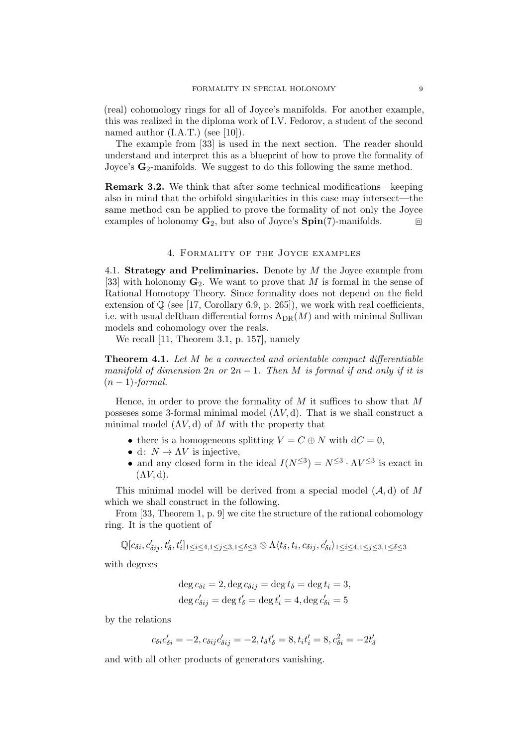(real) cohomology rings for all of Joyce's manifolds. For another example, this was realized in the diploma work of I.V. Fedorov, a student of the second named author (I.A.T.) (see [10]).

The example from [33] is used in the next section. The reader should understand and interpret this as a blueprint of how to prove the formality of Joyce's $\mathbf{G}_2$-manifolds. We suggest to do this following the same method.

**Remark 3.2.** We think that after some technical modifications—keeping also in mind that the orbifold singularities in this case may intersect—the same method can be applied to prove the formality of not only the Joyce examples of holonomy $\mathbf{G}_2$, but also of Joyce's $\mathbf{Spin}(7)$-manifolds. ⊡

## 4. Formality of the Joyce examples

4.1. **Strategy and Preliminaries.** Denote by $M$ the Joyce example from [33] with holonomy $\mathbf{G}_2$. We want to prove that $M$ is formal in the sense of Rational Homotopy Theory. Since formality does not depend on the field extension of $\mathbb{Q}$ (see [17, Corollary 6.9, p. 265]), we work with real coefficients, i.e. with usual deRham differential forms $\mathrm{A}_{\mathrm{DR}}(M)$ and with minimal Sullivan models and cohomology over the reals.

We recall [11, Theorem 3.1, p. 157], namely

**Theorem 4.1.** *Let $M$ be a connected and orientable compact differentiable manifold of dimension $2n$ or $2n-1$. Then $M$ is formal if and only if it is $(n-1)$-formal.*

Hence, in order to prove the formality of $M$ it suffices to show that $M$ posseses some 3-formal minimal model $(\Lambda V, \mathrm{d})$. That is we shall construct a minimal model $(\Lambda V, \mathrm{d})$ of $M$ with the property that

- there is a homogeneous splitting $V = C \oplus N$ with $\mathrm{d}C = 0$,
- $\mathrm{d}\colon N \to \Lambda V$ is injective,
- and any closed form in the ideal $I(N^{\leq 3}) = N^{\leq 3} \cdot \Lambda V^{\leq 3}$ is exact in $(\Lambda V, \mathrm{d})$.

This minimal model will be derived from a special model $(\mathcal{A}, \mathrm{d})$ of $M$ which we shall construct in the following.

From [33, Theorem 1, p. 9] we cite the structure of the rational cohomology ring. It is the quotient of

$$\mathbb{Q}[c_{\delta i}, c'_{\delta ij}, t'_\delta, t'_i]_{1\leq i\leq 4, 1\leq j\leq 3, 1\leq \delta\leq 3} \otimes \Lambda\langle t_\delta, t_i, c_{\delta ij}, c'_{\delta i}\rangle_{1\leq i\leq 4, 1\leq j\leq 3, 1\leq \delta\leq 3}$$

with degrees

$$\deg c_{\delta i} = 2, \deg c_{\delta ij} = \deg t_\delta = \deg t_i = 3,$$
$$\deg c'_{\delta ij} = \deg t'_\delta = \deg t'_i = 4, \deg c'_{\delta i} = 5$$

by the relations

$$c_{\delta i} c'_{\delta i} = -2, c_{\delta ij} c'_{\delta ij} = -2, t_\delta t'_\delta = 8, t_i t'_i = 8, c_{\delta i}^2 = -2t'_\delta$$

and with all other products of generators vanishing.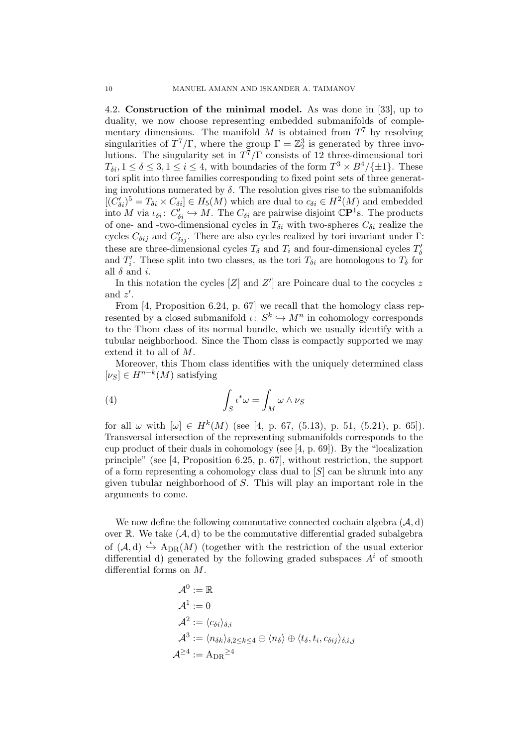4.2. **Construction of the minimal model.** As was done in [33], up to duality, we now choose representing embedded submanifolds of complementary dimensions. The manifold $M$ is obtained from $T^7$ by resolving singularities of $T^7/\Gamma$, where the group $\Gamma = \mathbb{Z}_2^3$ is generated by three involutions. The singularity set in $T^7/\Gamma$ consists of 12 three-dimensional tori $T_{\delta i}, 1 \leq \delta \leq 3, 1 \leq i \leq 4$, with boundaries of the form $T^3 \times B^4/\{\pm 1\}$. These tori split into three families corresponding to fixed point sets of three generating involutions numerated by $\delta$. The resolution gives rise to the submanifolds $[(C'_{\delta i})^5 = T_{\delta i} \times C_{\delta i}] \in H_5(M)$ which are dual to $c_{\delta i} \in H^2(M)$ and embedded into $M$ via $\iota_{\delta i}\colon C'_{\delta i} \hookrightarrow M$. The $C_{\delta i}$ are pairwise disjoint $\mathbb{C}\mathbf{P}^1$s. The products of one- and -two-dimensional cycles in $T_{\delta i}$ with two-spheres $C_{\delta i}$ realize the cycles $C_{\delta ij}$ and $C'_{\delta ij}$. There are also cycles realized by tori invariant under $\Gamma$: these are three-dimensional cycles $T_\delta$ and $T_i$ and four-dimensional cycles $T'_\delta$ and $T'_i$. These split into two classes, as the tori $T_{\delta i}$ are homologous to $T_\delta$ for all $\delta$ and $i$.

In this notation the cycles $[Z]$ and $Z']$ are Poincare dual to the cocycles $z$ and $z'$.

From [4, Proposition 6.24, p. 67] we recall that the homology class represented by a closed submanifold $\iota\colon S^k \hookrightarrow M^n$ in cohomology corresponds to the Thom class of its normal bundle, which we usually identify with a tubular neighborhood. Since the Thom class is compactly supported we may extend it to all of $M$.

Moreover, this Thom class identifies with the uniquely determined class $[\nu_S] \in H^{n-k}(M)$ satisfying

$$\int_S \iota^*\omega = \int_M \omega \wedge \nu_S \tag{4}$$

for all $\omega$ with $[\omega] \in H^k(M)$ (see [4, p. 67, (5.13), p. 51, (5.21), p. 65]). Transversal intersection of the representing submanifolds corresponds to the cup product of their duals in cohomology (see [4, p. 69]). By the "localization principle" (see [4, Proposition 6.25, p. 67], without restriction, the support of a form representing a cohomology class dual to $[S]$ can be shrunk into any given tubular neighborhood of $S$. This will play an important role in the arguments to come.

We now define the following commutative connected cochain algebra $(\mathcal{A}, \mathrm{d})$ over $\mathbb{R}$. We take $(\mathcal{A}, \mathrm{d})$ to be the commutative differential graded subalgebra of $(\mathcal{A}, \mathrm{d}) \overset{\iota}{\hookrightarrow} \mathrm{A}_{\mathrm{DR}}(M)$ (together with the restriction of the usual exterior differential d) generated by the following graded subspaces $A^i$ of smooth differential forms on $M$.

$$\begin{aligned}
\mathcal{A}^0 &:= \mathbb{R} \\
\mathcal{A}^1 &:= 0 \\
\mathcal{A}^2 &:= \langle c_{\delta i} \rangle_{\delta, i} \\
\mathcal{A}^3 &:= \langle n_{\delta k} \rangle_{\delta, 2 \leq k \leq 4} \oplus \langle n_\delta \rangle \oplus \langle t_\delta, t_i, c_{\delta ij} \rangle_{\delta, i, j} \\
\mathcal{A}^{\geq 4} &:= {\mathrm{A}_{\mathrm{DR}}}^{\geq 4}
\end{aligned}$$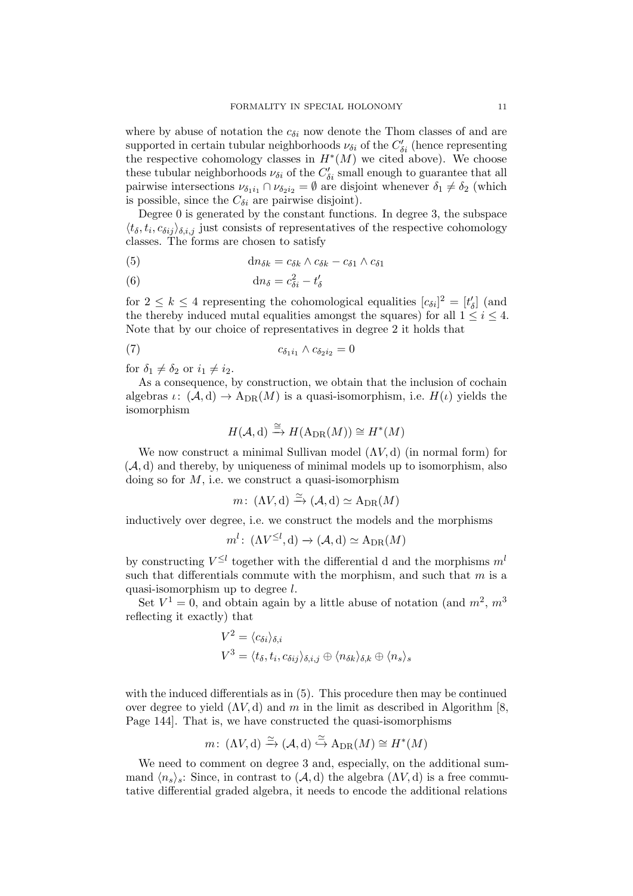where by abuse of notation the $c_{\delta i}$ now denote the Thom classes of and are supported in certain tubular neighborhoods $\nu_{\delta i}$ of the $C'_{\delta i}$ (hence representing the respective cohomology classes in $H^*(M)$ we cited above). We choose these tubular neighborhoods $\nu_{\delta i}$ of the $C'_{\delta i}$ small enough to guarantee that all pairwise intersections $\nu_{\delta_1 i_1} \cap \nu_{\delta_2 i_2} = \emptyset$ are disjoint whenever $\delta_1 \neq \delta_2$ (which is possible, since the $C_{\delta i}$ are pairwise disjoint).

Degree 0 is generated by the constant functions. In degree 3, the subspace $\langle t_\delta, t_i, c_{\delta ij}\rangle_{\delta,i,j}$ just consists of representatives of the respective cohomology classes. The forms are chosen to satisfy

$$\mathrm{d}n_{\delta k} = c_{\delta k} \wedge c_{\delta k} - c_{\delta 1} \wedge c_{\delta 1} \tag{5}$$

$$\mathrm{d}n_\delta = c_{\delta i}^2 - t'_\delta \tag{6}$$

for $2 \leq k \leq 4$ representing the cohomological equalities $[c_{\delta i}]^2 = [t'_\delta]$ (and the thereby induced mutal equalities amongst the squares) for all $1 \leq i \leq 4$. Note that by our choice of representatives in degree 2 it holds that

$$c_{\delta_1 i_1} \wedge c_{\delta_2 i_2} = 0 \tag{7}$$

for $\delta_1 \neq \delta_2$ or $i_1 \neq i_2$.

As a consequence, by construction, we obtain that the inclusion of cochain algebras $\iota\colon (\mathcal{A}, \mathrm{d}) \to \mathrm{A}_{\mathrm{DR}}(M)$ is a quasi-isomorphism, i.e. $H(\iota)$ yields the isomorphism

$$H(\mathcal{A}, \mathrm{d}) \xrightarrow{\cong} H(\mathrm{A}_{\mathrm{DR}}(M)) \cong H^*(M)$$

We now construct a minimal Sullivan model $(\Lambda V, \mathrm{d})$ (in normal form) for $(\mathcal{A}, \mathrm{d})$ and thereby, by uniqueness of minimal models up to isomorphism, also doing so for $M$, i.e. we construct a quasi-isomorphism

$$m\colon (\Lambda V, \mathrm{d}) \xrightarrow{\simeq} (\mathcal{A}, \mathrm{d}) \simeq \mathrm{A}_{\mathrm{DR}}(M)$$

inductively over degree, i.e. we construct the models and the morphisms

$$m^l\colon (\Lambda V^{\leq l}, \mathrm{d}) \to (\mathcal{A}, \mathrm{d}) \simeq \mathrm{A}_{\mathrm{DR}}(M)$$

by constructing $V^{\leq l}$ together with the differential d and the morphisms $m^l$ such that differentials commute with the morphism, and such that $m$ is a quasi-isomorphism up to degree $l$.

Set $V^1 = 0$, and obtain again by a little abuse of notation (and $m^2$, $m^3$ reflecting it exactly) that

$$V^2 = \langle c_{\delta i}\rangle_{\delta,i}$$
$$V^3 = \langle t_\delta, t_i, c_{\delta ij}\rangle_{\delta,i,j} \oplus \langle n_{\delta k}\rangle_{\delta,k} \oplus \langle n_s\rangle_s$$

with the induced differentials as in (5). This procedure then may be continued over degree to yield $(\Lambda V, \mathrm{d})$ and $m$ in the limit as described in Algorithm [8, Page 144]. That is, we have constructed the quasi-isomorphisms

$$m\colon (\Lambda V, \mathrm{d}) \xrightarrow{\simeq} (\mathcal{A}, \mathrm{d}) \xhookrightarrow{\simeq} \mathrm{A}_{\mathrm{DR}}(M) \cong H^*(M)$$

We need to comment on degree 3 and, especially, on the additional summand $\langle n_s\rangle_s$: Since, in contrast to $(\mathcal{A}, \mathrm{d})$ the algebra $(\Lambda V, \mathrm{d})$ is a free commutative differential graded algebra, it needs to encode the additional relations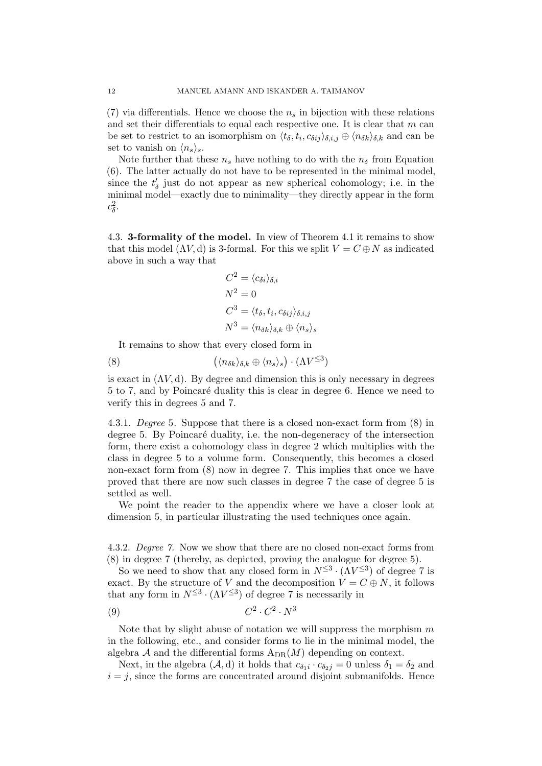(7) via differentials. Hence we choose the $n_s$ in bijection with these relations and set their differentials to equal each respective one. It is clear that $m$ can be set to restrict to an isomorphism on $\langle t_\delta, t_i, c_{\delta ij}\rangle_{\delta,i,j} \oplus \langle n_{\delta k}\rangle_{\delta,k}$ and can be set to vanish on $\langle n_s\rangle_s$.

Note further that these $n_s$ have nothing to do with the $n_\delta$ from Equation (6). The latter actually do not have to be represented in the minimal model, since the $t'_\delta$ just do not appear as new spherical cohomology; i.e. in the minimal model—exactly due to minimality—they directly appear in the form $c_\delta^2$.

4.3. **3-formality of the model.** In view of Theorem 4.1 it remains to show that this model $(\Lambda V, \mathrm{d})$ is 3-formal. For this we split $V = C \oplus N$ as indicated above in such a way that

$$
\begin{aligned}
C^2 &= \langle c_{\delta i}\rangle_{\delta,i} \\
N^2 &= 0 \\
C^3 &= \langle t_\delta, t_i, c_{\delta ij}\rangle_{\delta,i,j} \\
N^3 &= \langle n_{\delta k}\rangle_{\delta,k} \oplus \langle n_s\rangle_s
\end{aligned}
$$

It remains to show that every closed form in

$$
\big(\langle n_{\delta k}\rangle_{\delta,k} \oplus \langle n_s\rangle_s\big) \cdot (\Lambda V^{\leq 3}) \tag{8}
$$

is exact in $(\Lambda V, \mathrm{d})$. By degree and dimension this is only necessary in degrees 5 to 7, and by Poincaré duality this is clear in degree 6. Hence we need to verify this in degrees 5 and 7.

4.3.1. *Degree* 5. Suppose that there is a closed non-exact form from (8) in degree 5. By Poincaré duality, i.e. the non-degeneracy of the intersection form, there exist a cohomology class in degree 2 which multiplies with the class in degree 5 to a volume form. Consequently, this becomes a closed non-exact form from (8) now in degree 7. This implies that once we have proved that there are now such classes in degree 7 the case of degree 5 is settled as well.

We point the reader to the appendix where we have a closer look at dimension 5, in particular illustrating the used techniques once again.

4.3.2. *Degree 7.* Now we show that there are no closed non-exact forms from (8) in degree 7 (thereby, as depicted, proving the analogue for degree 5).

So we need to show that any closed form in $N^{\leq 3} \cdot (\Lambda V^{\leq 3})$ of degree 7 is exact. By the structure of $V$ and the decomposition $V = C \oplus N$, it follows that any form in $N^{\leq 3} \cdot (\Lambda V^{\leq 3})$ of degree 7 is necessarily in

$$
C^2 \cdot C^2 \cdot N^3 \tag{9}
$$

Note that by slight abuse of notation we will suppress the morphism $m$ in the following, etc., and consider forms to lie in the minimal model, the algebra $\mathcal{A}$ and the differential forms $\mathrm{A}_{\mathrm{DR}}(M)$ depending on context.

Next, in the algebra $(\mathcal{A}, \mathrm{d})$ it holds that $c_{\delta_1 i} \cdot c_{\delta_2 j} = 0$ unless $\delta_1 = \delta_2$ and $i = j$, since the forms are concentrated around disjoint submanifolds. Hence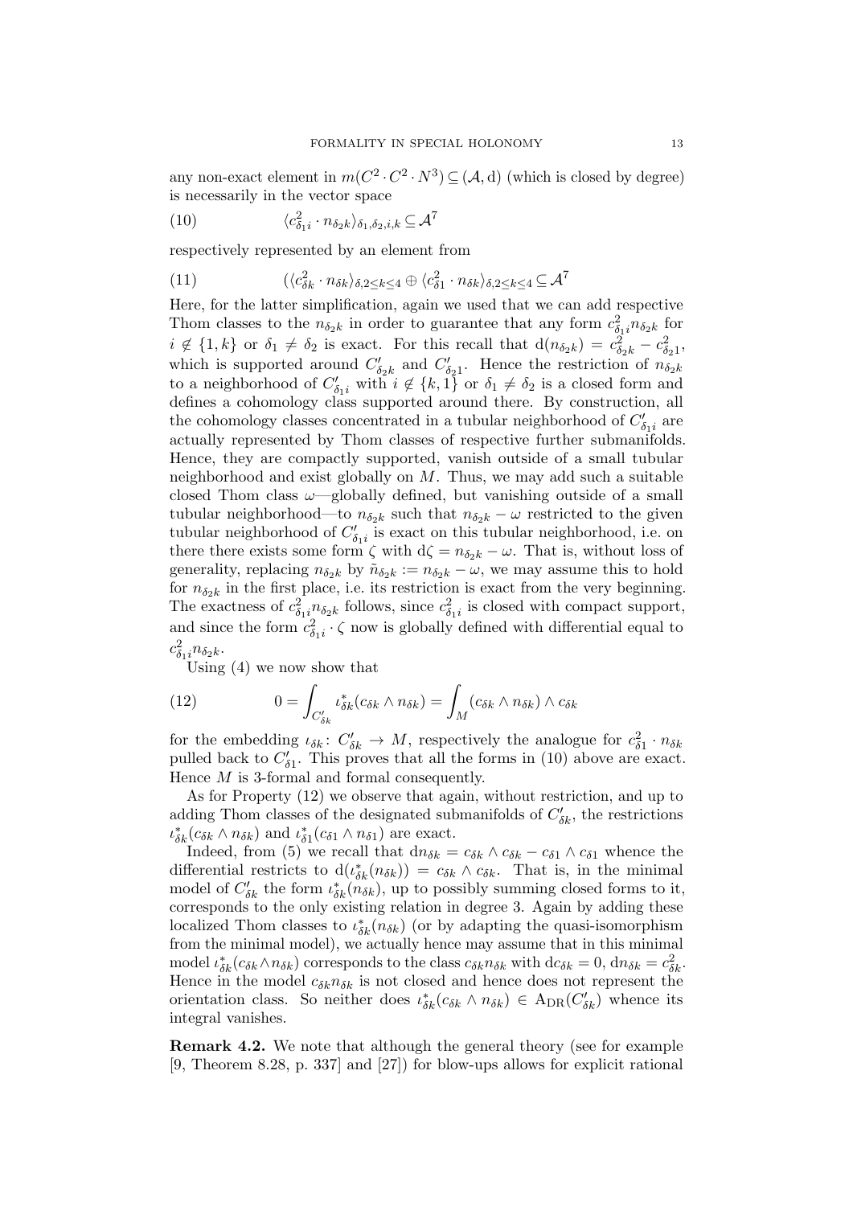any non-exact element in $m(C^2 \cdot C^2 \cdot N^3) \subseteq (\mathcal{A}, \mathrm{d})$ (which is closed by degree) is necessarily in the vector space

$$\langle c^2_{\delta_1 i} \cdot n_{\delta_2 k}\rangle_{\delta_1,\delta_2,i,k} \subseteq \mathcal{A}^7 \tag{10}$$

respectively represented by an element from

$$(\langle c^2_{\delta k} \cdot n_{\delta k}\rangle_{\delta,2\leq k\leq 4} \oplus \langle c^2_{\delta 1} \cdot n_{\delta k}\rangle_{\delta,2\leq k\leq 4} \subseteq \mathcal{A}^7 \tag{11}$$

Here, for the latter simplification, again we used that we can add respective Thom classes to the $n_{\delta_2 k}$ in order to guarantee that any form $c^2_{\delta_1 i} n_{\delta_2 k}$ for $i \notin \{1, k\}$ or $\delta_1 \neq \delta_2$ is exact. For this recall that $\mathrm{d}(n_{\delta_2 k}) = c^2_{\delta_2 k} - c^2_{\delta_2 1}$, which is supported around $C'_{\delta_2 k}$ and $C'_{\delta_2 1}$. Hence the restriction of $n_{\delta_2 k}$ to a neighborhood of $C'_{\delta_1 i}$ with $i \notin \{k, 1\}$ or $\delta_1 \neq \delta_2$ is a closed form and defines a cohomology class supported around there. By construction, all the cohomology classes concentrated in a tubular neighborhood of $C'_{\delta_1 i}$ are actually represented by Thom classes of respective further submanifolds. Hence, they are compactly supported, vanish outside of a small tubular neighborhood and exist globally on $M$. Thus, we may add such a suitable closed Thom class $\omega$—globally defined, but vanishing outside of a small tubular neighborhood—to $n_{\delta_2 k}$ such that $n_{\delta_2 k} - \omega$ restricted to the given tubular neighborhood of $C'_{\delta_1 i}$ is exact on this tubular neighborhood, i.e. on there there exists some form $\zeta$ with $\mathrm{d}\zeta = n_{\delta_2 k} - \omega$. That is, without loss of generality, replacing $n_{\delta_2 k}$ by $\tilde{n}_{\delta_2 k} := n_{\delta_2 k} - \omega$, we may assume this to hold for $n_{\delta_2 k}$ in the first place, i.e. its restriction is exact from the very beginning. The exactness of $c^2_{\delta_1 i} n_{\delta_2 k}$ follows, since $c^2_{\delta_1 i}$ is closed with compact support, and since the form $c^2_{\delta_1 i} \cdot \zeta$ now is globally defined with differential equal to $c^2_{\delta_1 i} n_{\delta_2 k}$.

Using (4) we now show that

$$0 = \int_{C'_{\delta k}} \iota^*_{\delta k}(c_{\delta k} \wedge n_{\delta k}) = \int_M (c_{\delta k} \wedge n_{\delta k}) \wedge c_{\delta k} \tag{12}$$

for the embedding $\iota_{\delta k} \colon C'_{\delta k} \to M$, respectively the analogue for $c^2_{\delta 1} \cdot n_{\delta k}$ pulled back to $C'_{\delta 1}$. This proves that all the forms in (10) above are exact. Hence $M$ is 3-formal and formal consequently.

As for Property (12) we observe that again, without restriction, and up to adding Thom classes of the designated submanifolds of $C'_{\delta k}$, the restrictions $\iota^*_{\delta k}(c_{\delta k} \wedge n_{\delta k})$ and $\iota^*_{\delta 1}(c_{\delta 1} \wedge n_{\delta 1})$ are exact.

Indeed, from (5) we recall that $\mathrm{d}n_{\delta k} = c_{\delta k} \wedge c_{\delta k} - c_{\delta 1} \wedge c_{\delta 1}$ whence the differential restricts to $\mathrm{d}(\iota^*_{\delta k}(n_{\delta k})) = c_{\delta k} \wedge c_{\delta k}$. That is, in the minimal model of $C'_{\delta k}$ the form $\iota^*_{\delta k}(n_{\delta k})$, up to possibly summing closed forms to it, corresponds to the only existing relation in degree 3. Again by adding these localized Thom classes to $\iota^*_{\delta k}(n_{\delta k})$ (or by adapting the quasi-isomorphism from the minimal model), we actually hence may assume that in this minimal model $\iota^*_{\delta k}(c_{\delta k} \wedge n_{\delta k})$ corresponds to the class $c_{\delta k} n_{\delta k}$ with $\mathrm{d}c_{\delta k} = 0$, $\mathrm{d}n_{\delta k} = c^2_{\delta k}$. Hence in the model $c_{\delta k} n_{\delta k}$ is not closed and hence does not represent the orientation class. So neither does $\iota^*_{\delta k}(c_{\delta k} \wedge n_{\delta k}) \in \mathrm{A}_{\mathrm{DR}}(C'_{\delta k})$ whence its integral vanishes.

**Remark 4.2.** We note that although the general theory (see for example [9, Theorem 8.28, p. 337] and [27]) for blow-ups allows for explicit rational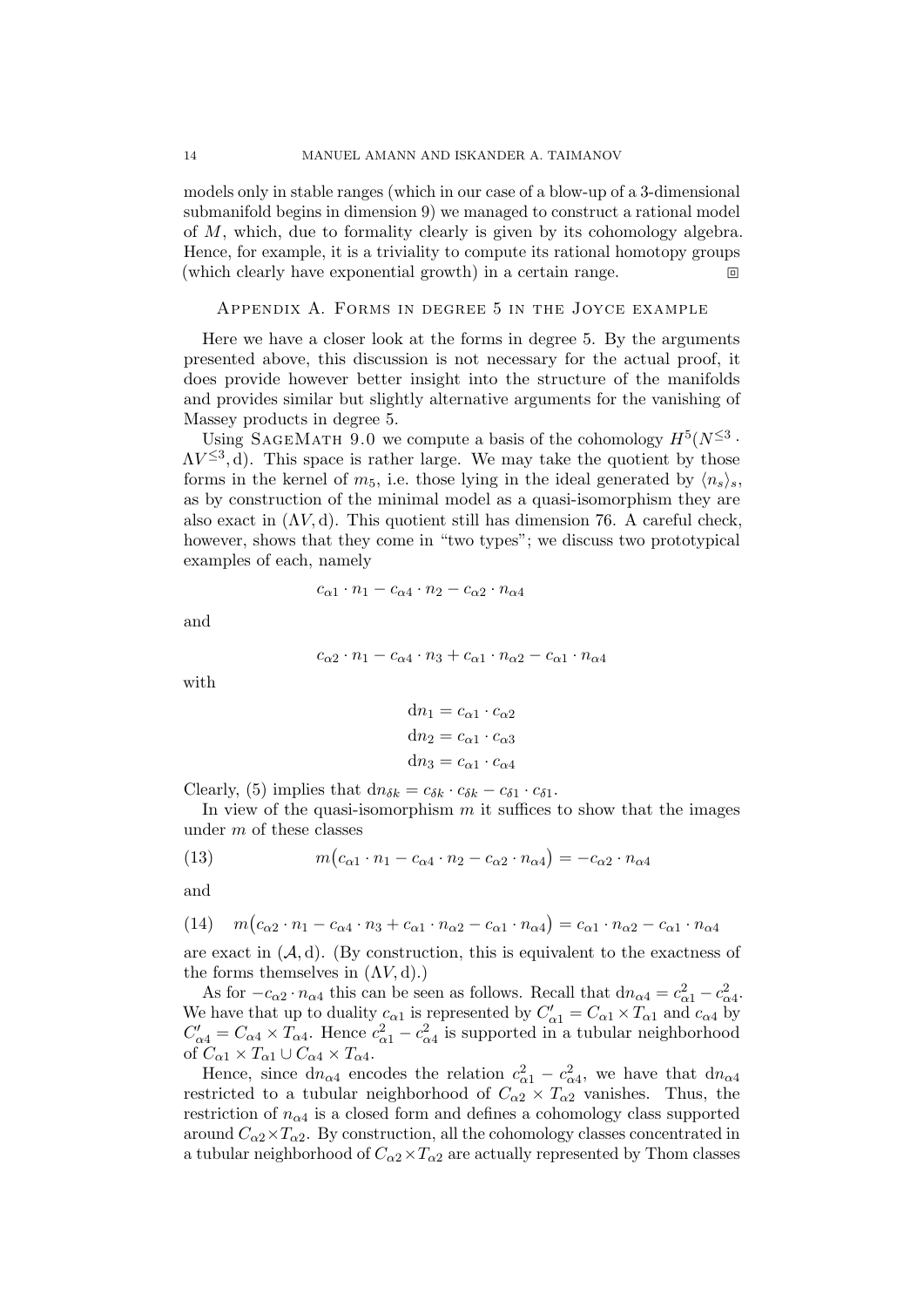models only in stable ranges (which in our case of a blow-up of a 3-dimensional submanifold begins in dimension 9) we managed to construct a rational model of $M$, which, due to formality clearly is given by its cohomology algebra. Hence, for example, it is a triviality to compute its rational homotopy groups (which clearly have exponential growth) in a certain range. ◻

## Appendix A. Forms in degree 5 in the Joyce example

Here we have a closer look at the forms in degree 5. By the arguments presented above, this discussion is not necessary for the actual proof, it does provide however better insight into the structure of the manifolds and provides similar but slightly alternative arguments for the vanishing of Massey products in degree 5.

Using SageMath 9.0 we compute a basis of the cohomology $H^5(N^{\leq 3} \cdot \Lambda V^{\leq 3}, \mathrm{d})$. This space is rather large. We may take the quotient by those forms in the kernel of $m_5$, i.e. those lying in the ideal generated by $\langle n_s \rangle_s$, as by construction of the minimal model as a quasi-isomorphism they are also exact in $(\Lambda V, \mathrm{d})$. This quotient still has dimension 76. A careful check, however, shows that they come in "two types"; we discuss two prototypical examples of each, namely

$$c_{\alpha 1} \cdot n_1 - c_{\alpha 4} \cdot n_2 - c_{\alpha 2} \cdot n_{\alpha 4}$$

and

$$c_{\alpha 2} \cdot n_1 - c_{\alpha 4} \cdot n_3 + c_{\alpha 1} \cdot n_{\alpha 2} - c_{\alpha 1} \cdot n_{\alpha 4}$$

with

$$\mathrm{d}n_1 = c_{\alpha 1} \cdot c_{\alpha 2}$$
$$\mathrm{d}n_2 = c_{\alpha 1} \cdot c_{\alpha 3}$$
$$\mathrm{d}n_3 = c_{\alpha 1} \cdot c_{\alpha 4}$$

Clearly, (5) implies that $\mathrm{d}n_{\delta k} = c_{\delta k} \cdot c_{\delta k} - c_{\delta 1} \cdot c_{\delta 1}$.

In view of the quasi-isomorphism $m$ it suffices to show that the images under $m$ of these classes

$$m\big(c_{\alpha 1} \cdot n_1 - c_{\alpha 4} \cdot n_2 - c_{\alpha 2} \cdot n_{\alpha 4}\big) = -c_{\alpha 2} \cdot n_{\alpha 4} \tag{13}$$

and

$$m\big(c_{\alpha 2} \cdot n_1 - c_{\alpha 4} \cdot n_3 + c_{\alpha 1} \cdot n_{\alpha 2} - c_{\alpha 1} \cdot n_{\alpha 4}\big) = c_{\alpha 1} \cdot n_{\alpha 2} - c_{\alpha 1} \cdot n_{\alpha 4} \tag{14}$$

are exact in $(\mathcal{A}, \mathrm{d})$. (By construction, this is equivalent to the exactness of the forms themselves in $(\Lambda V, \mathrm{d})$.)

As for $-c_{\alpha 2} \cdot n_{\alpha 4}$ this can be seen as follows. Recall that $\mathrm{d}n_{\alpha 4} = c_{\alpha 1}^2 - c_{\alpha 4}^2$. We have that up to duality $c_{\alpha 1}$ is represented by $C'_{\alpha 1} = C_{\alpha 1} \times T_{\alpha 1}$ and $c_{\alpha 4}$ by $C'_{\alpha 4} = C_{\alpha 4} \times T_{\alpha 4}$. Hence $c_{\alpha 1}^2 - c_{\alpha 4}^2$ is supported in a tubular neighborhood of $C_{\alpha 1} \times T_{\alpha 1} \cup C_{\alpha 4} \times T_{\alpha 4}$.

Hence, since $\mathrm{d}n_{\alpha 4}$ encodes the relation $c_{\alpha 1}^2 - c_{\alpha 4}^2$, we have that $\mathrm{d}n_{\alpha 4}$ restricted to a tubular neighborhood of $C_{\alpha 2} \times T_{\alpha 2}$ vanishes. Thus, the restriction of $n_{\alpha 4}$ is a closed form and defines a cohomology class supported around $C_{\alpha 2} \times T_{\alpha 2}$. By construction, all the cohomology classes concentrated in a tubular neighborhood of $C_{\alpha 2} \times T_{\alpha 2}$ are actually represented by Thom classes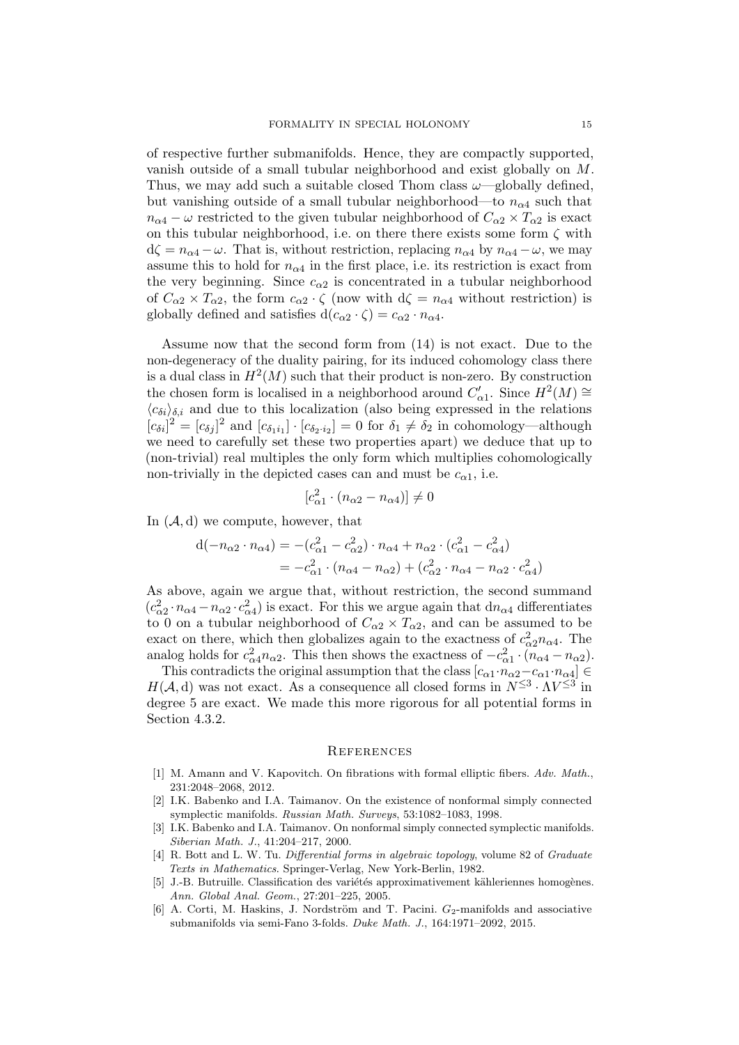of respective further submanifolds. Hence, they are compactly supported, vanish outside of a small tubular neighborhood and exist globally on $M$. Thus, we may add such a suitable closed Thom class $\omega$—globally defined, but vanishing outside of a small tubular neighborhood—to $n_{\alpha 4}$ such that $n_{\alpha 4} - \omega$ restricted to the given tubular neighborhood of $C_{\alpha 2} \times T_{\alpha 2}$ is exact on this tubular neighborhood, i.e. on there there exists some form $\zeta$ with $\mathrm{d}\zeta = n_{\alpha 4} - \omega$. That is, without restriction, replacing $n_{\alpha 4}$ by $n_{\alpha 4} - \omega$, we may assume this to hold for $n_{\alpha 4}$ in the first place, i.e. its restriction is exact from the very beginning. Since $c_{\alpha 2}$ is concentrated in a tubular neighborhood of $C_{\alpha 2} \times T_{\alpha 2}$, the form $c_{\alpha 2} \cdot \zeta$ (now with $\mathrm{d}\zeta = n_{\alpha 4}$ without restriction) is globally defined and satisfies $\mathrm{d}(c_{\alpha 2} \cdot \zeta) = c_{\alpha 2} \cdot n_{\alpha 4}$.

Assume now that the second form from (14) is not exact. Due to the non-degeneracy of the duality pairing, for its induced cohomology class there is a dual class in $H^2(M)$ such that their product is non-zero. By construction the chosen form is localised in a neighborhood around $C'_{\alpha 1}$. Since $H^2(M) \cong \langle c_{\delta i} \rangle_{\delta, i}$ and due to this localization (also being expressed in the relations $[c_{\delta i}]^2 = [c_{\delta j}]^2$ and $[c_{\delta_1 i_1}] \cdot [c_{\delta_2 \cdot i_2}] = 0$ for $\delta_1 \neq \delta_2$ in cohomology—although we need to carefully set these two properties apart) we deduce that up to (non-trivial) real multiples the only form which multiplies cohomologically non-trivially in the depicted cases can and must be $c_{\alpha 1}$, i.e.

$$[c_{\alpha 1}^2 \cdot (n_{\alpha 2} - n_{\alpha 4})] \neq 0$$

In $(\mathcal{A}, \mathrm{d})$ we compute, however, that

$$\begin{aligned}
\mathrm{d}(-n_{\alpha 2} \cdot n_{\alpha 4}) &= -(c_{\alpha 1}^2 - c_{\alpha 2}^2) \cdot n_{\alpha 4} + n_{\alpha 2} \cdot (c_{\alpha 1}^2 - c_{\alpha 4}^2) \\
&= -c_{\alpha 1}^2 \cdot (n_{\alpha 4} - n_{\alpha 2}) + (c_{\alpha 2}^2 \cdot n_{\alpha 4} - n_{\alpha 2} \cdot c_{\alpha 4}^2)
\end{aligned}$$

As above, again we argue that, without restriction, the second summand $(c_{\alpha 2}^2 \cdot n_{\alpha 4} - n_{\alpha 2} \cdot c_{\alpha 4}^2)$ is exact. For this we argue again that $\mathrm{d}n_{\alpha 4}$ differentiates to 0 on a tubular neighborhood of $C_{\alpha 2} \times T_{\alpha 2}$, and can be assumed to be exact on there, which then globalizes again to the exactness of $c_{\alpha 2}^2 n_{\alpha 4}$. The analog holds for $c_{\alpha 4}^2 n_{\alpha 2}$. This then shows the exactness of $-c_{\alpha 1}^2 \cdot (n_{\alpha 4} - n_{\alpha 2})$.

This contradicts the original assumption that the class $[c_{\alpha 1} \cdot n_{\alpha 2} - c_{\alpha 1} \cdot n_{\alpha 4}] \in H(\mathcal{A}, \mathrm{d})$ was not exact. As a consequence all closed forms in $N^{\leq 3} \cdot \Lambda V^{\leq 3}$ in degree 5 are exact. We made this more rigorous for all potential forms in Section 4.3.2.

## References

[1] M. Amann and V. Kapovitch. On fibrations with formal elliptic fibers. *Adv. Math.*, 231:2048–2068, 2012.

[2] I.K. Babenko and I.A. Taimanov. On the existence of nonformal simply connected symplectic manifolds. *Russian Math. Surveys*, 53:1082–1083, 1998.

[3] I.K. Babenko and I.A. Taimanov. On nonformal simply connected symplectic manifolds. *Siberian Math. J.*, 41:204–217, 2000.

[4] R. Bott and L. W. Tu. *Differential forms in algebraic topology*, volume 82 of *Graduate Texts in Mathematics*. Springer-Verlag, New York-Berlin, 1982.

[5] J.-B. Butruille. Classification des variétés approximativement kähleriennes homogènes. *Ann. Global Anal. Geom.*, 27:201–225, 2005.

[6] A. Corti, M. Haskins, J. Nordström and T. Pacini. $G_2$-manifolds and associative submanifolds via semi-Fano 3-folds. *Duke Math. J.*, 164:1971–2092, 2015.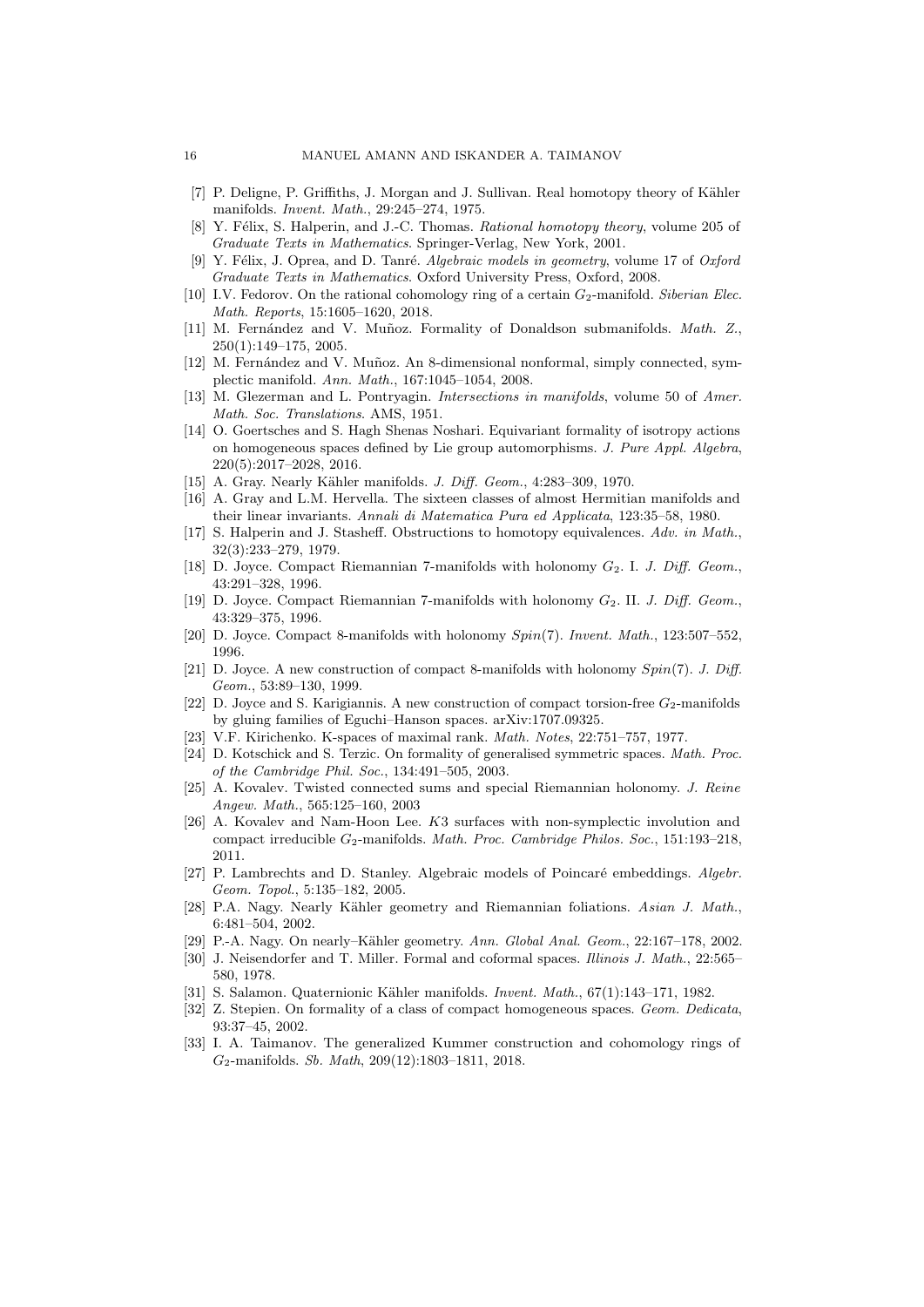[7] P. Deligne, P. Griffiths, J. Morgan and J. Sullivan. Real homotopy theory of Kähler manifolds. *Invent. Math.*, 29:245–274, 1975.

[8] Y. Félix, S. Halperin, and J.-C. Thomas. *Rational homotopy theory*, volume 205 of *Graduate Texts in Mathematics*. Springer-Verlag, New York, 2001.

[9] Y. Félix, J. Oprea, and D. Tanré. *Algebraic models in geometry*, volume 17 of *Oxford Graduate Texts in Mathematics*. Oxford University Press, Oxford, 2008.

[10] I.V. Fedorov. On the rational cohomology ring of a certain $G_2$-manifold. *Siberian Elec. Math. Reports*, 15:1605–1620, 2018.

[11] M. Fernández and V. Muñoz. Formality of Donaldson submanifolds. *Math. Z.*, 250(1):149–175, 2005.

[12] M. Fernández and V. Muñoz. An 8-dimensional nonformal, simply connected, symplectic manifold. *Ann. Math.*, 167:1045–1054, 2008.

[13] M. Glezerman and L. Pontryagin. *Intersections in manifolds*, volume 50 of *Amer. Math. Soc. Translations*. AMS, 1951.

[14] O. Goertsches and S. Hagh Shenas Noshari. Equivariant formality of isotropy actions on homogeneous spaces defined by Lie group automorphisms. *J. Pure Appl. Algebra*, 220(5):2017–2028, 2016.

[15] A. Gray. Nearly Kähler manifolds. *J. Diff. Geom.*, 4:283–309, 1970.

[16] A. Gray and L.M. Hervella. The sixteen classes of almost Hermitian manifolds and their linear invariants. *Annali di Matematica Pura ed Applicata*, 123:35–58, 1980.

[17] S. Halperin and J. Stasheff. Obstructions to homotopy equivalences. *Adv. in Math.*, 32(3):233–279, 1979.

[18] D. Joyce. Compact Riemannian 7-manifolds with holonomy $G_2$. I. *J. Diff. Geom.*, 43:291–328, 1996.

[19] D. Joyce. Compact Riemannian 7-manifolds with holonomy $G_2$. II. *J. Diff. Geom.*, 43:329–375, 1996.

[20] D. Joyce. Compact 8-manifolds with holonomy $Spin(7)$. *Invent. Math.*, 123:507–552, 1996.

[21] D. Joyce. A new construction of compact 8-manifolds with holonomy $Spin(7)$. *J. Diff. Geom.*, 53:89–130, 1999.

[22] D. Joyce and S. Karigiannis. A new construction of compact torsion-free $G_2$-manifolds by gluing families of Eguchi–Hanson spaces. arXiv:1707.09325.

[23] V.F. Kirichenko. K-spaces of maximal rank. *Math. Notes*, 22:751–757, 1977.

[24] D. Kotschick and S. Terzic. On formality of generalised symmetric spaces. *Math. Proc. of the Cambridge Phil. Soc.*, 134:491–505, 2003.

[25] A. Kovalev. Twisted connected sums and special Riemannian holonomy. *J. Reine Angew. Math.*, 565:125–160, 2003

[26] A. Kovalev and Nam-Hoon Lee. $K3$ surfaces with non-symplectic involution and compact irreducible $G_2$-manifolds. *Math. Proc. Cambridge Philos. Soc.*, 151:193–218, 2011.

[27] P. Lambrechts and D. Stanley. Algebraic models of Poincaré embeddings. *Algebr. Geom. Topol.*, 5:135–182, 2005.

[28] P.A. Nagy. Nearly Kähler geometry and Riemannian foliations. *Asian J. Math.*, 6:481–504, 2002.

[29] P.-A. Nagy. On nearly–Kähler geometry. *Ann. Global Anal. Geom.*, 22:167–178, 2002.

[30] J. Neisendorfer and T. Miller. Formal and coformal spaces. *Illinois J. Math.*, 22:565–580, 1978.

[31] S. Salamon. Quaternionic Kähler manifolds. *Invent. Math.*, 67(1):143–171, 1982.

[32] Z. Stepien. On formality of a class of compact homogeneous spaces. *Geom. Dedicata*, 93:37–45, 2002.

[33] I. A. Taimanov. The generalized Kummer construction and cohomology rings of $G_2$-manifolds. *Sb. Math*, 209(12):1803–1811, 2018.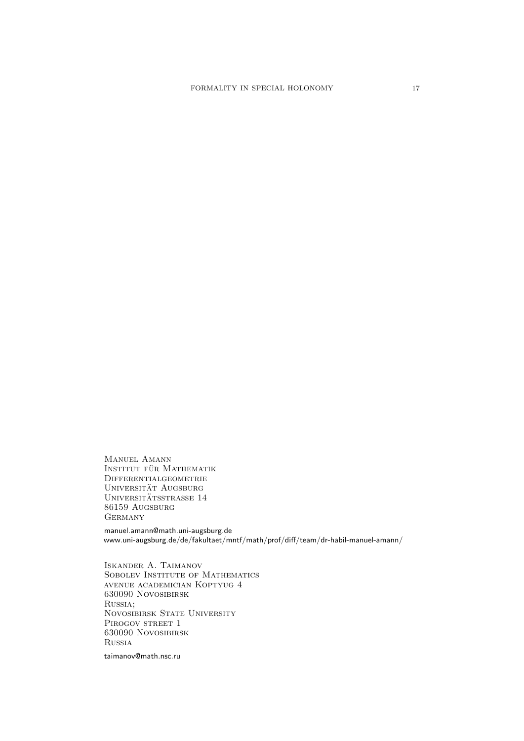Manuel Amann
Institut für Mathematik
Differentialgeometrie
Universität Augsburg
Universitätsstrasse 14
86159 Augsburg
Germany

manuel.amann@math.uni-augsburg.de
www.uni-augsburg.de/de/fakultaet/mntf/math/prof/diff/team/dr-habil-manuel-amann/

Iskander A. Taimanov
Sobolev Institute of Mathematics
avenue academician Koptyug 4
630090 Novosibirsk
Russia;
Novosibirsk State University
Pirogov street 1
630090 Novosibirsk
Russia

taimanov@math.nsc.ru